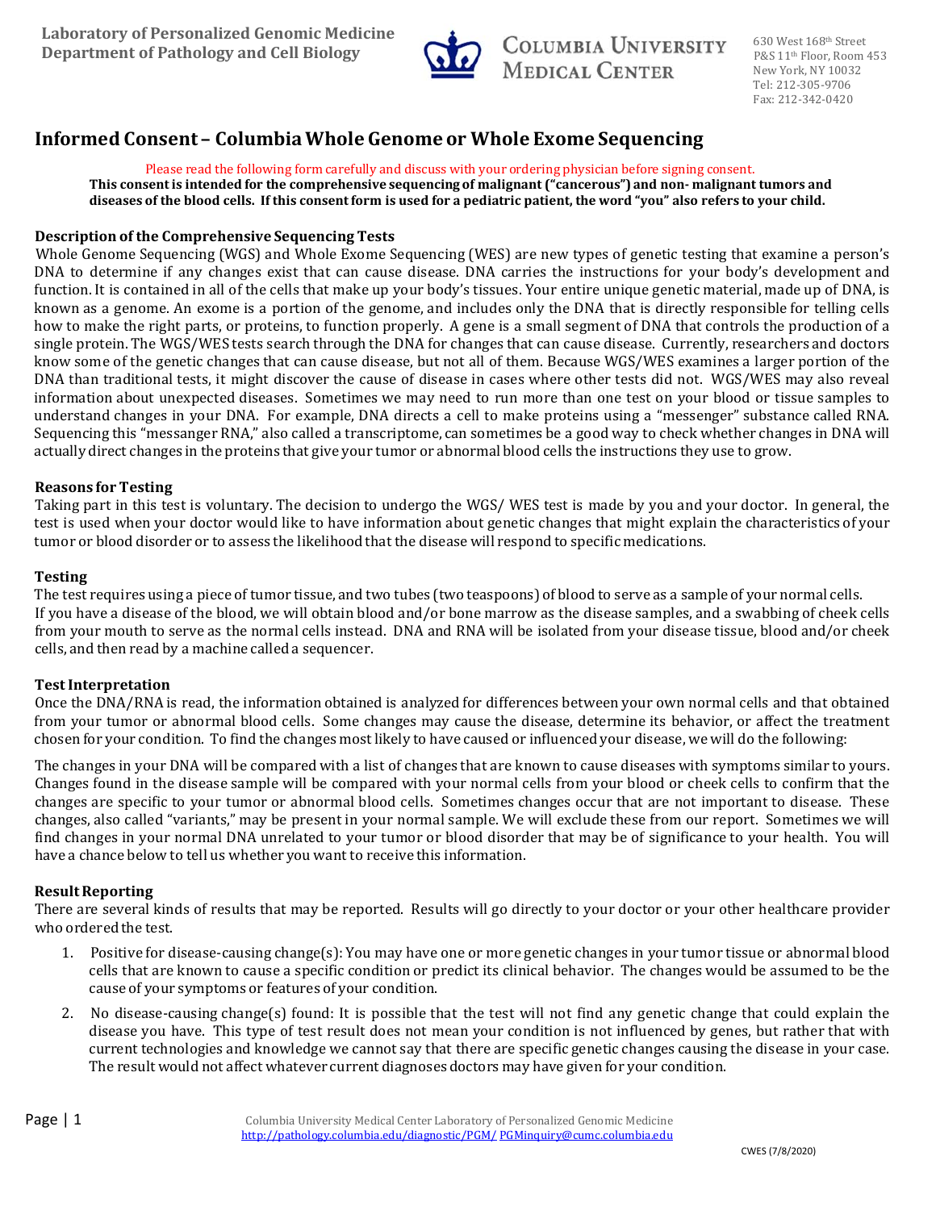Laboratory of Personalized Genomic Medicine
Department of Pathology and Cell Biology

COLUMBIA UNIVERSITY MEDICAL CENTER

630 West 168th Street
P&S 11th Floor, Room 453
New York, NY 10032
Tel: 212-305-9706
Fax: 212-342-0420

# Informed Consent – Columbia Whole Genome or Whole Exome Sequencing

Please read the following form carefully and discuss with your ordering physician before signing consent.

**This consent is intended for the comprehensive sequencing of malignant ("cancerous") and non- malignant tumors and diseases of the blood cells. If this consent form is used for a pediatric patient, the word "you" also refers to your child.**

## Description of the Comprehensive Sequencing Tests

Whole Genome Sequencing (WGS) and Whole Exome Sequencing (WES) are new types of genetic testing that examine a person's DNA to determine if any changes exist that can cause disease. DNA carries the instructions for your body's development and function. It is contained in all of the cells that make up your body's tissues. Your entire unique genetic material, made up of DNA, is known as a genome. An exome is a portion of the genome, and includes only the DNA that is directly responsible for telling cells how to make the right parts, or proteins, to function properly. A gene is a small segment of DNA that controls the production of a single protein. The WGS/WES tests search through the DNA for changes that can cause disease. Currently, researchers and doctors know some of the genetic changes that can cause disease, but not all of them. Because WGS/WES examines a larger portion of the DNA than traditional tests, it might discover the cause of disease in cases where other tests did not. WGS/WES may also reveal information about unexpected diseases. Sometimes we may need to run more than one test on your blood or tissue samples to understand changes in your DNA. For example, DNA directs a cell to make proteins using a "messenger" substance called RNA. Sequencing this "messanger RNA," also called a transcriptome, can sometimes be a good way to check whether changes in DNA will actually direct changes in the proteins that give your tumor or abnormal blood cells the instructions they use to grow.

## Reasons for Testing

Taking part in this test is voluntary. The decision to undergo the WGS/ WES test is made by you and your doctor. In general, the test is used when your doctor would like to have information about genetic changes that might explain the characteristics of your tumor or blood disorder or to assess the likelihood that the disease will respond to specific medications.

## Testing

The test requires using a piece of tumor tissue, and two tubes (two teaspoons) of blood to serve as a sample of your normal cells. If you have a disease of the blood, we will obtain blood and/or bone marrow as the disease samples, and a swabbing of cheek cells from your mouth to serve as the normal cells instead. DNA and RNA will be isolated from your disease tissue, blood and/or cheek cells, and then read by a machine called a sequencer.

## Test Interpretation

Once the DNA/RNA is read, the information obtained is analyzed for differences between your own normal cells and that obtained from your tumor or abnormal blood cells. Some changes may cause the disease, determine its behavior, or affect the treatment chosen for your condition. To find the changes most likely to have caused or influenced your disease, we will do the following:

The changes in your DNA will be compared with a list of changes that are known to cause diseases with symptoms similar to yours. Changes found in the disease sample will be compared with your normal cells from your blood or cheek cells to confirm that the changes are specific to your tumor or abnormal blood cells. Sometimes changes occur that are not important to disease. These changes, also called "variants," may be present in your normal sample. We will exclude these from our report. Sometimes we will find changes in your normal DNA unrelated to your tumor or blood disorder that may be of significance to your health. You will have a chance below to tell us whether you want to receive this information.

## Result Reporting

There are several kinds of results that may be reported. Results will go directly to your doctor or your other healthcare provider who ordered the test.

1. Positive for disease-causing change(s): You may have one or more genetic changes in your tumor tissue or abnormal blood cells that are known to cause a specific condition or predict its clinical behavior. The changes would be assumed to be the cause of your symptoms or features of your condition.
2. No disease-causing change(s) found: It is possible that the test will not find any genetic change that could explain the disease you have. This type of test result does not mean your condition is not influenced by genes, but rather that with current technologies and knowledge we cannot say that there are specific genetic changes causing the disease in your case. The result would not affect whatever current diagnoses doctors may have given for your condition.

Columbia University Medical Center Laboratory of Personalized Genomic Medicine
http://pathology.columbia.edu/diagnostic/PGM/ PGMinquiry@cumc.columbia.edu

CWES (7/8/2020)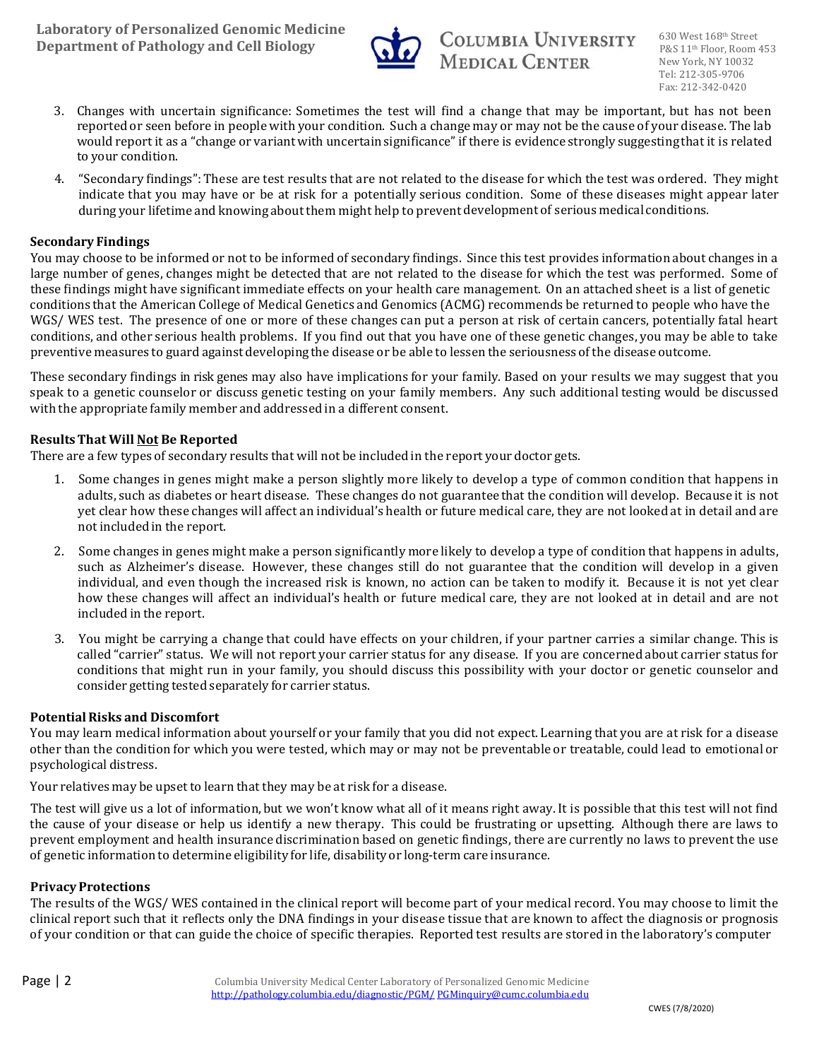3. Changes with uncertain significance: Sometimes the test will find a change that may be important, but has not been reported or seen before in people with your condition. Such a change may or may not be the cause of your disease. The lab would report it as a "change or variant with uncertain significance" if there is evidence strongly suggesting that it is related to your condition.
4. "Secondary findings": These are test results that are not related to the disease for which the test was ordered. They might indicate that you may have or be at risk for a potentially serious condition. Some of these diseases might appear later during your lifetime and knowing about them might help to prevent development of serious medical conditions.

**Secondary Findings**

You may choose to be informed or not to be informed of secondary findings. Since this test provides information about changes in a large number of genes, changes might be detected that are not related to the disease for which the test was performed. Some of these findings might have significant immediate effects on your health care management. On an attached sheet is a list of genetic conditions that the American College of Medical Genetics and Genomics (ACMG) recommends be returned to people who have the WGS/ WES test. The presence of one or more of these changes can put a person at risk of certain cancers, potentially fatal heart conditions, and other serious health problems. If you find out that you have one of these genetic changes, you may be able to take preventive measures to guard against developing the disease or be able to lessen the seriousness of the disease outcome.

These secondary findings in risk genes may also have implications for your family. Based on your results we may suggest that you speak to a genetic counselor or discuss genetic testing on your family members. Any such additional testing would be discussed with the appropriate family member and addressed in a different consent.

**Results That Will <u>Not</u> Be Reported**

There are a few types of secondary results that will not be included in the report your doctor gets.

1. Some changes in genes might make a person slightly more likely to develop a type of common condition that happens in adults, such as diabetes or heart disease. These changes do not guarantee that the condition will develop. Because it is not yet clear how these changes will affect an individual's health or future medical care, they are not looked at in detail and are not included in the report.
2. Some changes in genes might make a person significantly more likely to develop a type of condition that happens in adults, such as Alzheimer's disease. However, these changes still do not guarantee that the condition will develop in a given individual, and even though the increased risk is known, no action can be taken to modify it. Because it is not yet clear how these changes will affect an individual's health or future medical care, they are not looked at in detail and are not included in the report.
3. You might be carrying a change that could have effects on your children, if your partner carries a similar change. This is called "carrier" status. We will not report your carrier status for any disease. If you are concerned about carrier status for conditions that might run in your family, you should discuss this possibility with your doctor or genetic counselor and consider getting tested separately for carrier status.

**Potential Risks and Discomfort**

You may learn medical information about yourself or your family that you did not expect. Learning that you are at risk for a disease other than the condition for which you were tested, which may or may not be preventable or treatable, could lead to emotional or psychological distress.

Your relatives may be upset to learn that they may be at risk for a disease.

The test will give us a lot of information, but we won't know what all of it means right away. It is possible that this test will not find the cause of your disease or help us identify a new therapy. This could be frustrating or upsetting. Although there are laws to prevent employment and health insurance discrimination based on genetic findings, there are currently no laws to prevent the use of genetic information to determine eligibility for life, disability or long-term care insurance.

**Privacy Protections**

The results of the WGS/ WES contained in the clinical report will become part of your medical record. You may choose to limit the clinical report such that it reflects only the DNA findings in your disease tissue that are known to affect the diagnosis or prognosis of your condition or that can guide the choice of specific therapies. Reported test results are stored in the laboratory's computer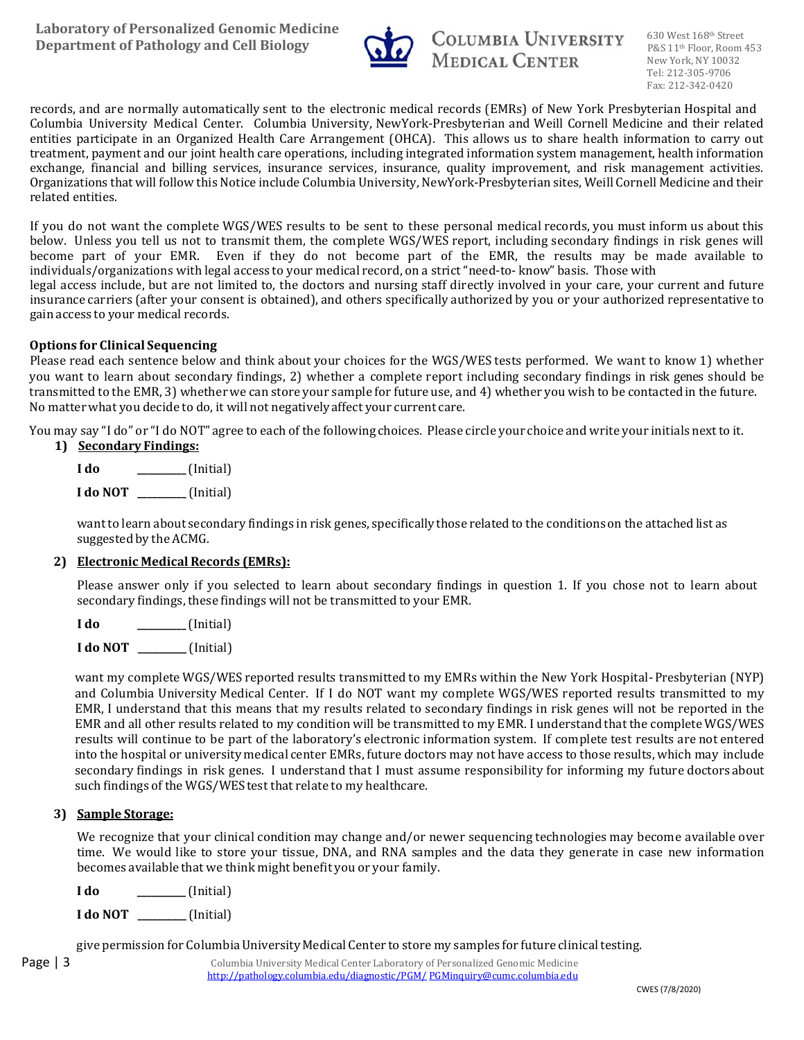records, and are normally automatically sent to the electronic medical records (EMRs) of New York Presbyterian Hospital and Columbia University Medical Center. Columbia University, NewYork-Presbyterian and Weill Cornell Medicine and their related entities participate in an Organized Health Care Arrangement (OHCA). This allows us to share health information to carry out treatment, payment and our joint health care operations, including integrated information system management, health information exchange, financial and billing services, insurance services, insurance, quality improvement, and risk management activities. Organizations that will follow this Notice include Columbia University, NewYork-Presbyterian sites, Weill Cornell Medicine and their related entities.

If you do not want the complete WGS/WES results to be sent to these personal medical records, you must inform us about this below. Unless you tell us not to transmit them, the complete WGS/WES report, including secondary findings in risk genes will become part of your EMR. Even if they do not become part of the EMR, the results may be made available to individuals/organizations with legal access to your medical record, on a strict "need-to- know" basis. Those with legal access include, but are not limited to, the doctors and nursing staff directly involved in your care, your current and future insurance carriers (after your consent is obtained), and others specifically authorized by you or your authorized representative to gain access to your medical records.

**Options for Clinical Sequencing**

Please read each sentence below and think about your choices for the WGS/WES tests performed. We want to know 1) whether you want to learn about secondary findings, 2) whether a complete report including secondary findings in risk genes should be transmitted to the EMR, 3) whether we can store your sample for future use, and 4) whether you wish to be contacted in the future. No matter what you decide to do, it will not negatively affect your current care.

You may say "I do" or "I do NOT" agree to each of the following choices. Please circle your choice and write your initials next to it.

1) **Secondary Findings:**

   **I do** __________ (Initial)

   **I do NOT** __________ (Initial)

   want to learn about secondary findings in risk genes, specifically those related to the conditions on the attached list as suggested by the ACMG.

2) **Electronic Medical Records (EMRs):**

   Please answer only if you selected to learn about secondary findings in question 1. If you chose not to learn about secondary findings, these findings will not be transmitted to your EMR.

   **I do** __________ (Initial)

   **I do NOT** __________ (Initial)

   want my complete WGS/WES reported results transmitted to my EMRs within the New York Hospital- Presbyterian (NYP) and Columbia University Medical Center. If I do NOT want my complete WGS/WES reported results transmitted to my EMR, I understand that this means that my results related to secondary findings in risk genes will not be reported in the EMR and all other results related to my condition will be transmitted to my EMR. I understand that the complete WGS/WES results will continue to be part of the laboratory's electronic information system. If complete test results are not entered into the hospital or university medical center EMRs, future doctors may not have access to those results, which may include secondary findings in risk genes. I understand that I must assume responsibility for informing my future doctors about such findings of the WGS/WES test that relate to my healthcare.

3) **Sample Storage:**

   We recognize that your clinical condition may change and/or newer sequencing technologies may become available over time. We would like to store your tissue, DNA, and RNA samples and the data they generate in case new information becomes available that we think might benefit you or your family.

   **I do** __________ (Initial)

   **I do NOT** __________ (Initial)

   give permission for Columbia University Medical Center to store my samples for future clinical testing.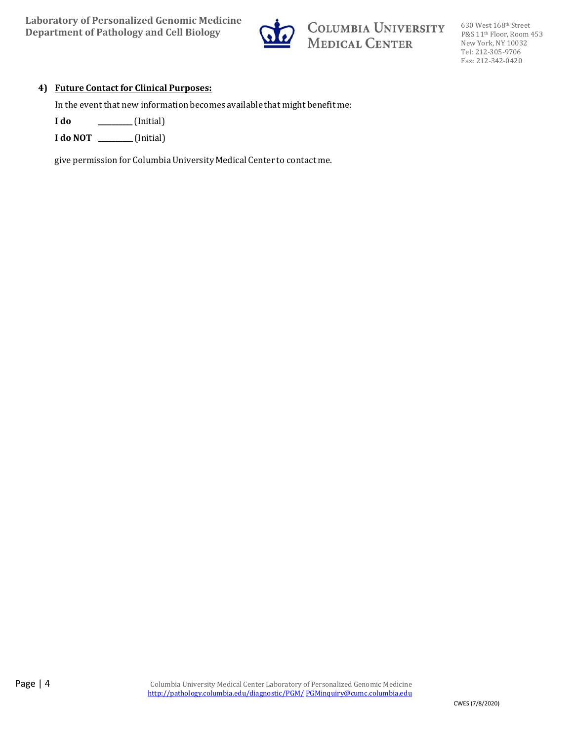## 4) Future Contact for Clinical Purposes:

In the event that new information becomes available that might benefit me:

**I do** __________ (Initial)

**I do NOT** __________ (Initial)

give permission for Columbia University Medical Center to contact me.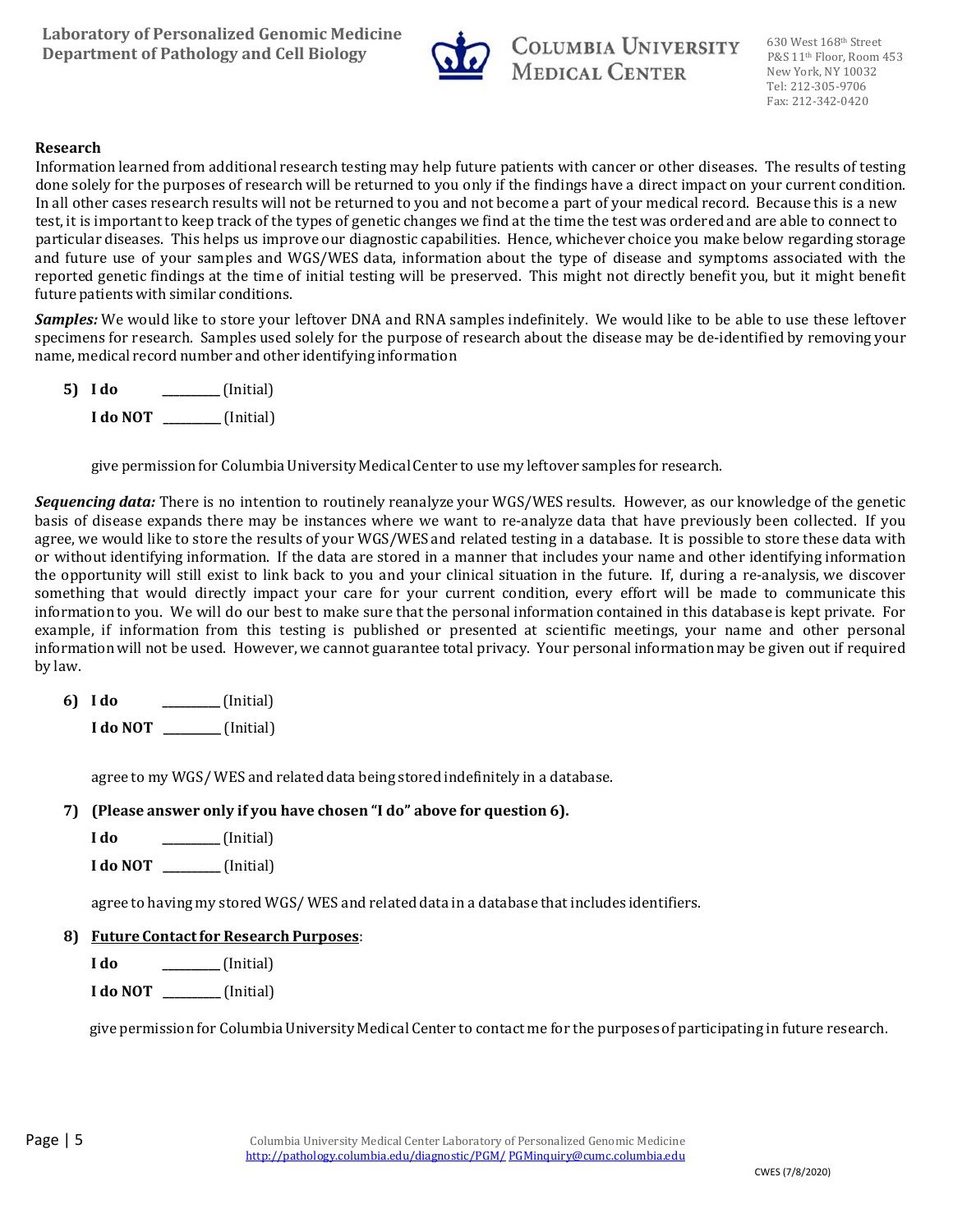## Research

Information learned from additional research testing may help future patients with cancer or other diseases. The results of testing done solely for the purposes of research will be returned to you only if the findings have a direct impact on your current condition. In all other cases research results will not be returned to you and not become a part of your medical record. Because this is a new test, it is important to keep track of the types of genetic changes we find at the time the test was ordered and are able to connect to particular diseases. This helps us improve our diagnostic capabilities. Hence, whichever choice you make below regarding storage and future use of your samples and WGS/WES data, information about the type of disease and symptoms associated with the reported genetic findings at the time of initial testing will be preserved. This might not directly benefit you, but it might benefit future patients with similar conditions.

***Samples:*** We would like to store your leftover DNA and RNA samples indefinitely. We would like to be able to use these leftover specimens for research. Samples used solely for the purpose of research about the disease may be de-identified by removing your name, medical record number and other identifying information

5) **I do** __________ (Initial)

   **I do NOT** __________ (Initial)

   give permission for Columbia University Medical Center to use my leftover samples for research.

***Sequencing data:*** There is no intention to routinely reanalyze your WGS/WES results. However, as our knowledge of the genetic basis of disease expands there may be instances where we want to re-analyze data that have previously been collected. If you agree, we would like to store the results of your WGS/WES and related testing in a database. It is possible to store these data with or without identifying information. If the data are stored in a manner that includes your name and other identifying information the opportunity will still exist to link back to you and your clinical situation in the future. If, during a re-analysis, we discover something that would directly impact your care for your current condition, every effort will be made to communicate this information to you. We will do our best to make sure that the personal information contained in this database is kept private. For example, if information from this testing is published or presented at scientific meetings, your name and other personal information will not be used. However, we cannot guarantee total privacy. Your personal information may be given out if required by law.

6) **I do** __________ (Initial)

   **I do NOT** __________ (Initial)

   agree to my WGS/ WES and related data being stored indefinitely in a database.

7) **(Please answer only if you have chosen "I do" above for question 6).**

   **I do** __________ (Initial)

   **I do NOT** __________ (Initial)

   agree to having my stored WGS/ WES and related data in a database that includes identifiers.

8) **<u>Future Contact for Research Purposes</u>**:

   **I do** __________ (Initial)

   **I do NOT** __________ (Initial)

   give permission for Columbia University Medical Center to contact me for the purposes of participating in future research.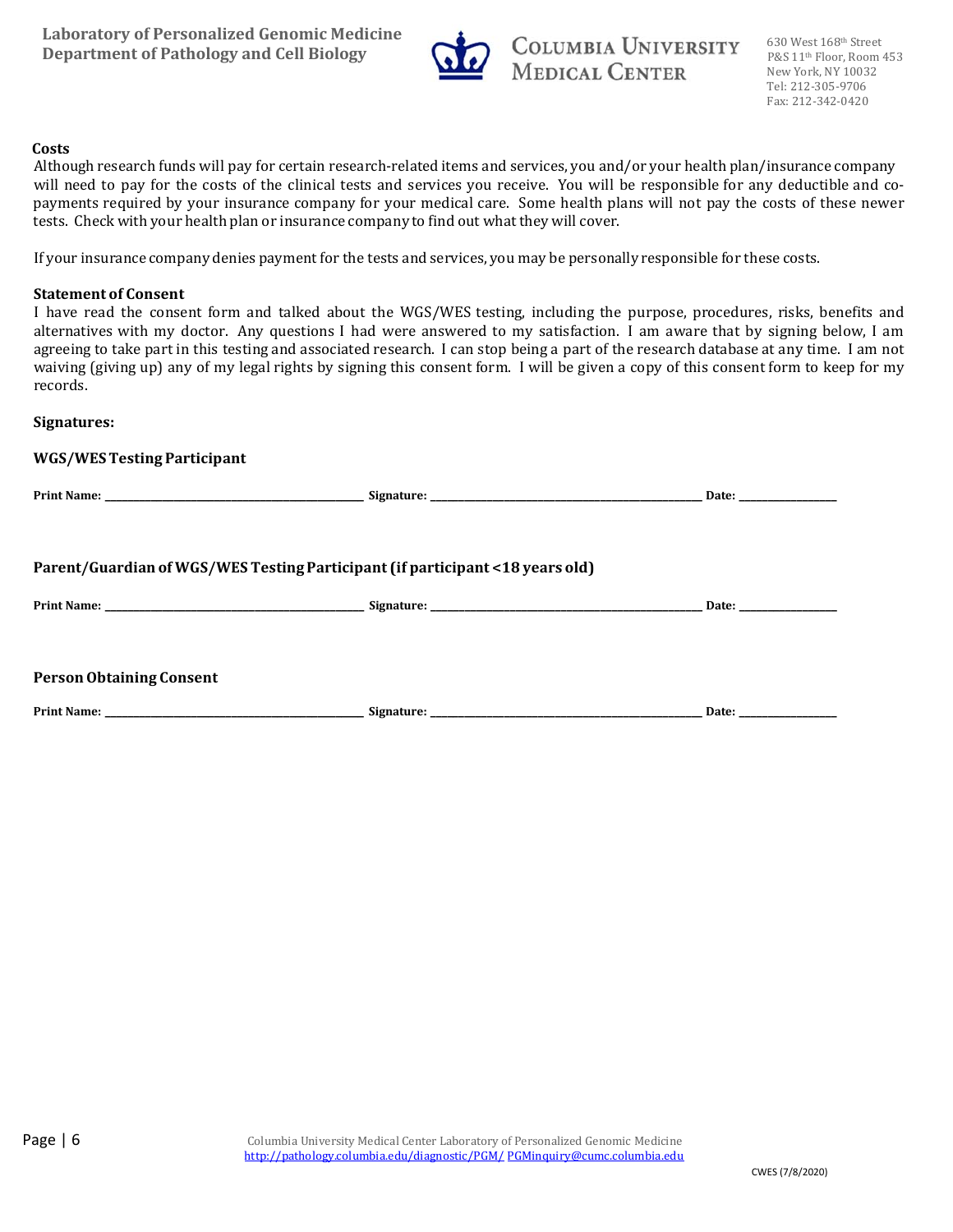## Costs

Although research funds will pay for certain research-related items and services, you and/or your health plan/insurance company will need to pay for the costs of the clinical tests and services you receive. You will be responsible for any deductible and co-payments required by your insurance company for your medical care. Some health plans will not pay the costs of these newer tests. Check with your health plan or insurance company to find out what they will cover.

If your insurance company denies payment for the tests and services, you may be personally responsible for these costs.

## Statement of Consent

I have read the consent form and talked about the WGS/WES testing, including the purpose, procedures, risks, benefits and alternatives with my doctor. Any questions I had were answered to my satisfaction. I am aware that by signing below, I am agreeing to take part in this testing and associated research. I can stop being a part of the research database at any time. I am not waiving (giving up) any of my legal rights by signing this consent form. I will be given a copy of this consent form to keep for my records.

## Signatures:

### WGS/WES Testing Participant

**Print Name:** ______________________ **Signature:** ______________________ **Date:** __________

### Parent/Guardian of WGS/WES Testing Participant (if participant <18 years old)

**Print Name:** ______________________ **Signature:** ______________________ **Date:** __________

### Person Obtaining Consent

**Print Name:** ______________________ **Signature:** ______________________ **Date:** __________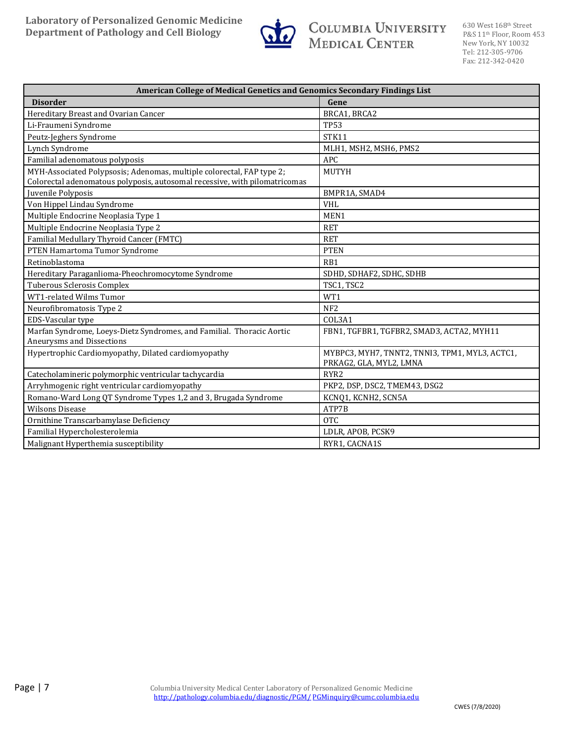| American College of Medical Genetics and Genomics Secondary Findings List | |
|---|---|
| **Disorder** | **Gene** |
| Hereditary Breast and Ovarian Cancer | BRCA1, BRCA2 |
| Li-Fraumeni Syndrome | TP53 |
| Peutz-Jeghers Syndrome | STK11 |
| Lynch Syndrome | MLH1, MSH2, MSH6, PMS2 |
| Familial adenomatous polyposis | APC |
| MYH-Associated Polypsosis; Adenomas, multiple colorectal, FAP type 2; Colorectal adenomatous polyposis, autosomal recessive, with pilomatricomas | MUTYH |
| Juvenile Polyposis | BMPR1A, SMAD4 |
| Von Hippel Lindau Syndrome | VHL |
| Multiple Endocrine Neoplasia Type 1 | MEN1 |
| Multiple Endocrine Neoplasia Type 2 | RET |
| Familial Medullary Thyroid Cancer (FMTC) | RET |
| PTEN Hamartoma Tumor Syndrome | PTEN |
| Retinoblastoma | RB1 |
| Hereditary Paraganlioma-Pheochromocytome Syndrome | SDHD, SDHAF2, SDHC, SDHB |
| Tuberous Sclerosis Complex | TSC1, TSC2 |
| WT1-related Wilms Tumor | WT1 |
| Neurofibromatosis Type 2 | NF2 |
| EDS-Vascular type | COL3A1 |
| Marfan Syndrome, Loeys-Dietz Syndromes, and Familial. Thoracic Aortic Aneurysms and Dissections | FBN1, TGFBR1, TGFBR2, SMAD3, ACTA2, MYH11 |
| Hypertrophic Cardiomyopathy, Dilated cardiomyopathy | MYBPC3, MYH7, TNNT2, TNNI3, TPM1, MYL3, ACTC1, PRKAG2, GLA, MYL2, LMNA |
| Catecholamineric polymorphic ventricular tachycardia | RYR2 |
| Arryhmogenic right ventricular cardiomyopathy | PKP2, DSP, DSC2, TMEM43, DSG2 |
| Romano-Ward Long QT Syndrome Types 1,2 and 3, Brugada Syndrome | KCNQ1, KCNH2, SCN5A |
| Wilsons Disease | ATP7B |
| Ornithine Transcarbamylase Deficiency | OTC |
| Familial Hypercholesterolemia | LDLR, APOB, PCSK9 |
| Malignant Hyperthemia susceptibility | RYR1, CACNA1S |